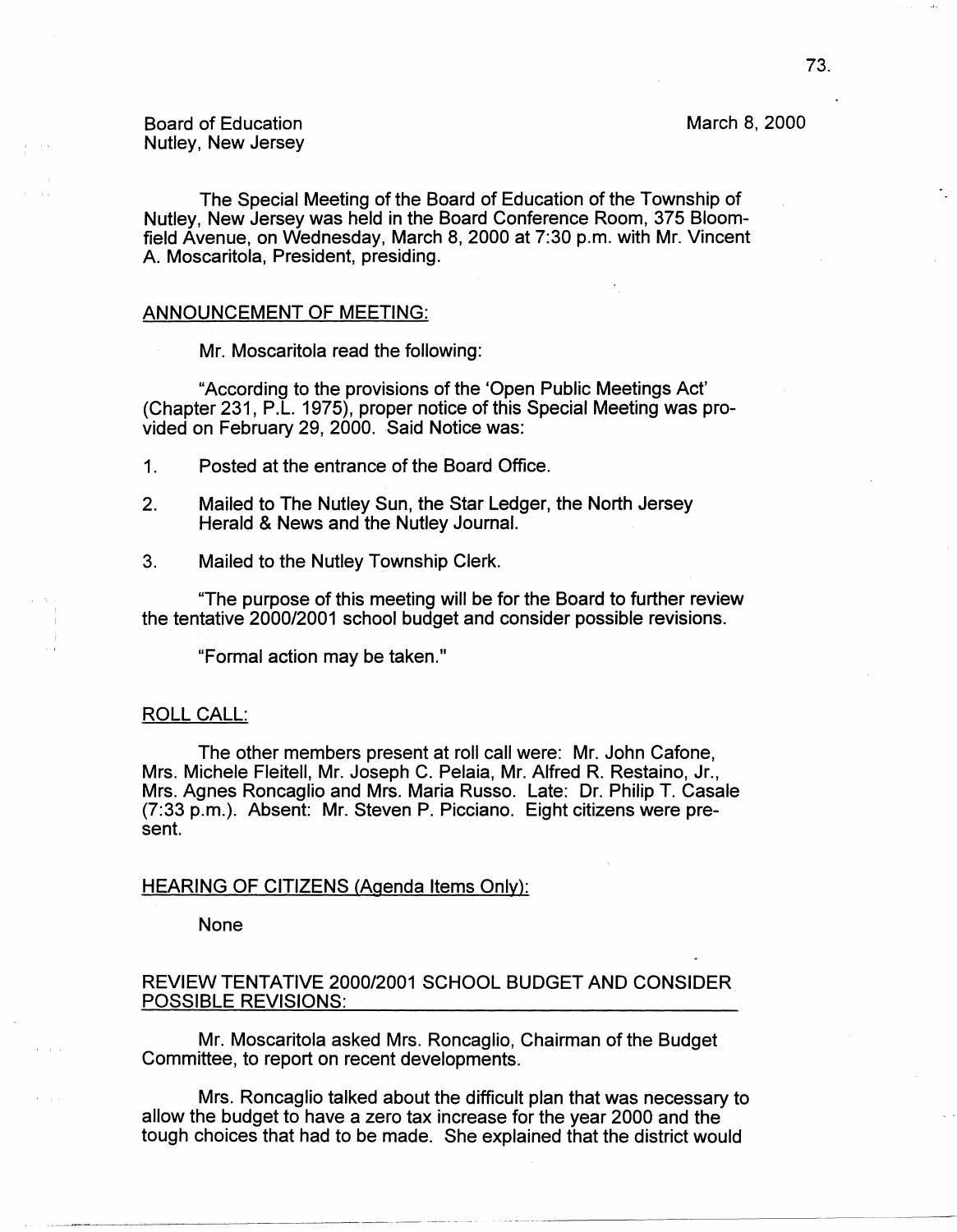Board of Education
Nutley, New Jersey

March 8, 2000

The Special Meeting of the Board of Education of the Township of Nutley, New Jersey was held in the Board Conference Room, 375 Bloomfield Avenue, on Wednesday, March 8, 2000 at 7:30 p.m. with Mr. Vincent A. Moscaritola, President, presiding.

## ANNOUNCEMENT OF MEETING:

Mr. Moscaritola read the following:

"According to the provisions of the 'Open Public Meetings Act' (Chapter 231, P.L. 1975), proper notice of this Special Meeting was provided on February 29, 2000. Said Notice was:

1. Posted at the entrance of the Board Office.
2. Mailed to The Nutley Sun, the Star Ledger, the North Jersey Herald & News and the Nutley Journal.
3. Mailed to the Nutley Township Clerk.

"The purpose of this meeting will be for the Board to further review the tentative 2000/2001 school budget and consider possible revisions.

"Formal action may be taken."

## ROLL CALL:

The other members present at roll call were: Mr. John Cafone, Mrs. Michele Fleitell, Mr. Joseph C. Pelaia, Mr. Alfred R. Restaino, Jr., Mrs. Agnes Roncaglio and Mrs. Maria Russo. Late: Dr. Philip T. Casale (7:33 p.m.). Absent: Mr. Steven P. Picciano. Eight citizens were present.

## HEARING OF CITIZENS (Agenda Items Only):

None

## REVIEW TENTATIVE 2000/2001 SCHOOL BUDGET AND CONSIDER POSSIBLE REVISIONS:

Mr. Moscaritola asked Mrs. Roncaglio, Chairman of the Budget Committee, to report on recent developments.

Mrs. Roncaglio talked about the difficult plan that was necessary to allow the budget to have a zero tax increase for the year 2000 and the tough choices that had to be made. She explained that the district would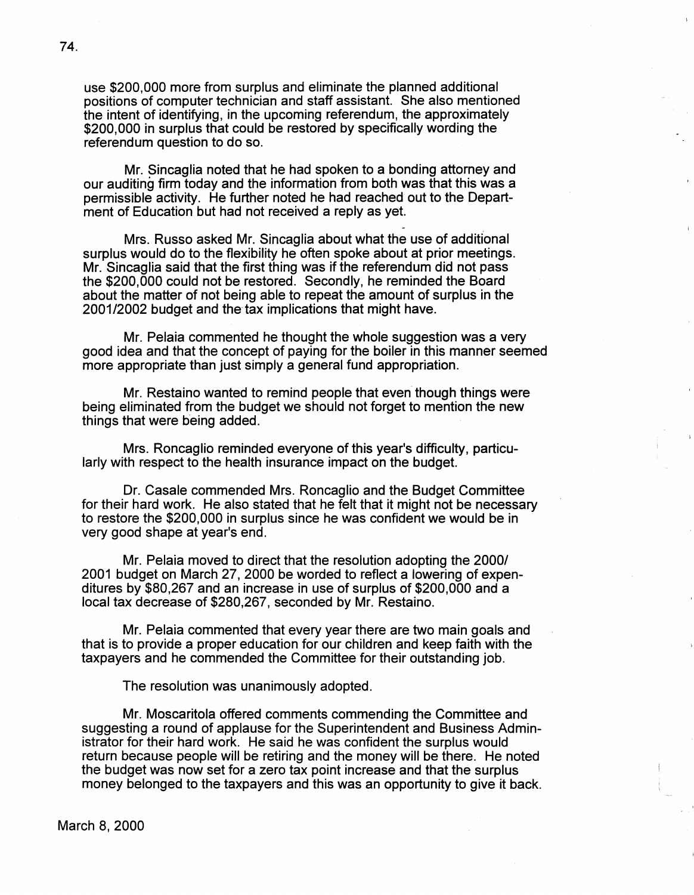use $200,000 more from surplus and eliminate the planned additional positions of computer technician and staff assistant. She also mentioned the intent of identifying, in the upcoming referendum, the approximately $200,000 in surplus that could be restored by specifically wording the referendum question to do so.

Mr. Sincaglia noted that he had spoken to a bonding attorney and our auditing firm today and the information from both was that this was a permissible activity. He further noted he had reached out to the Department of Education but had not received a reply as yet.

Mrs. Russo asked Mr. Sincaglia about what the use of additional surplus would do to the flexibility he often spoke about at prior meetings. Mr. Sincaglia said that the first thing was if the referendum did not pass the $200,000 could not be restored. Secondly, he reminded the Board about the matter of not being able to repeat the amount of surplus in the 2001/2002 budget and the tax implications that might have.

Mr. Pelaia commented he thought the whole suggestion was a very good idea and that the concept of paying for the boiler in this manner seemed more appropriate than just simply a general fund appropriation.

Mr. Restaino wanted to remind people that even though things were being eliminated from the budget we should not forget to mention the new things that were being added.

Mrs. Roncaglio reminded everyone of this year's difficulty, particularly with respect to the health insurance impact on the budget.

Dr. Casale commended Mrs. Roncaglio and the Budget Committee for their hard work. He also stated that he felt that it might not be necessary to restore the $200,000 in surplus since he was confident we would be in very good shape at year's end.

Mr. Pelaia moved to direct that the resolution adopting the 2000/2001 budget on March 27, 2000 be worded to reflect a lowering of expenditures by $80,267 and an increase in use of surplus of $200,000 and a local tax decrease of $280,267, seconded by Mr. Restaino.

Mr. Pelaia commented that every year there are two main goals and that is to provide a proper education for our children and keep faith with the taxpayers and he commended the Committee for their outstanding job.

The resolution was unanimously adopted.

Mr. Moscaritola offered comments commending the Committee and suggesting a round of applause for the Superintendent and Business Administrator for their hard work. He said he was confident the surplus would return because people will be retiring and the money will be there. He noted the budget was now set for a zero tax point increase and that the surplus money belonged to the taxpayers and this was an opportunity to give it back.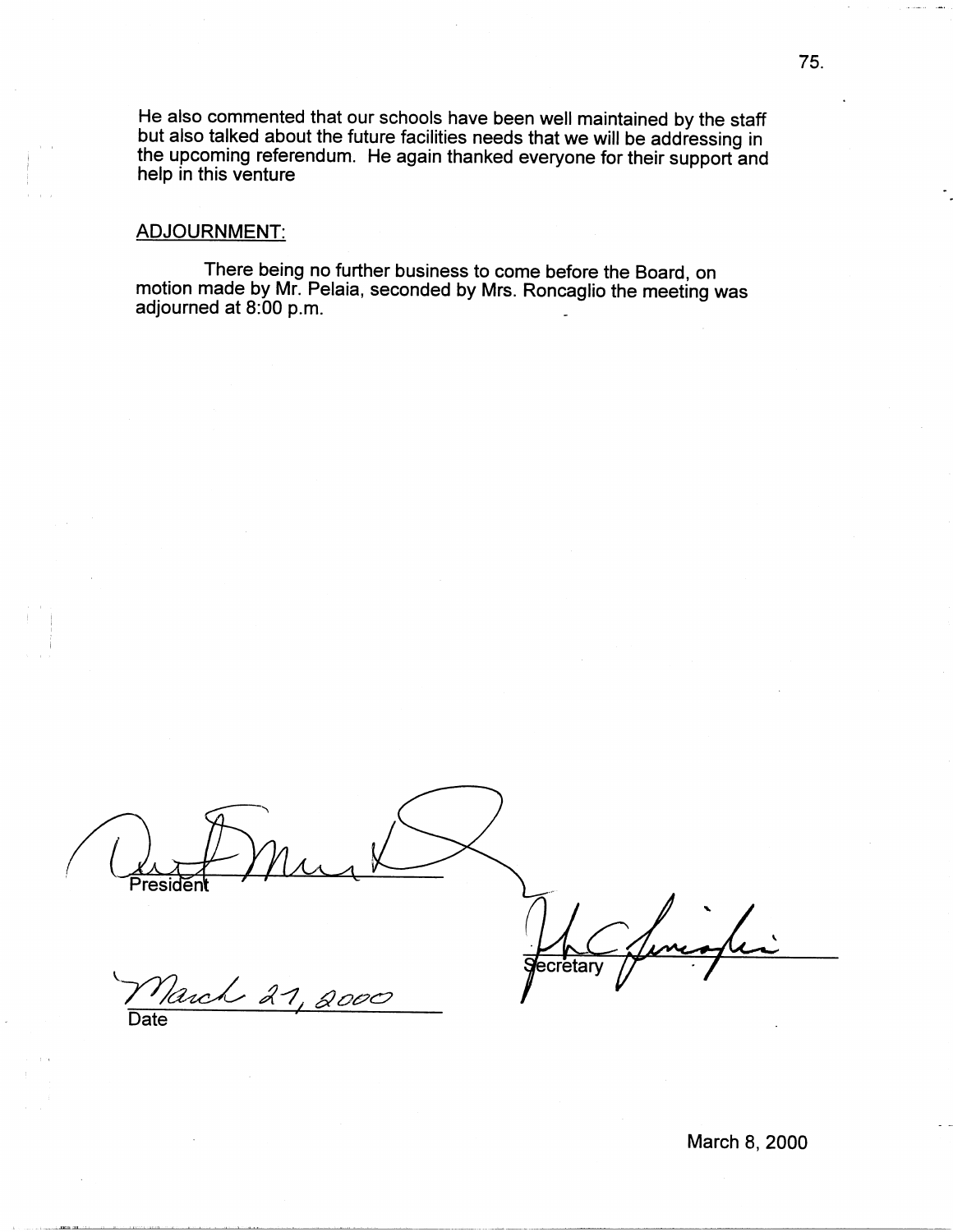He also commented that our schools have been well maintained by the staff but also talked about the future facilities needs that we will be addressing in the upcoming referendum. He again thanked everyone for their support and help in this venture

ADJOURNMENT:

There being no further business to come before the Board, on motion made by Mr. Pelaia, seconded by Mrs. Roncaglio the meeting was adjourned at 8:00 p.m.

President

Secretary

March 21, 2000

Date

March 8, 2000